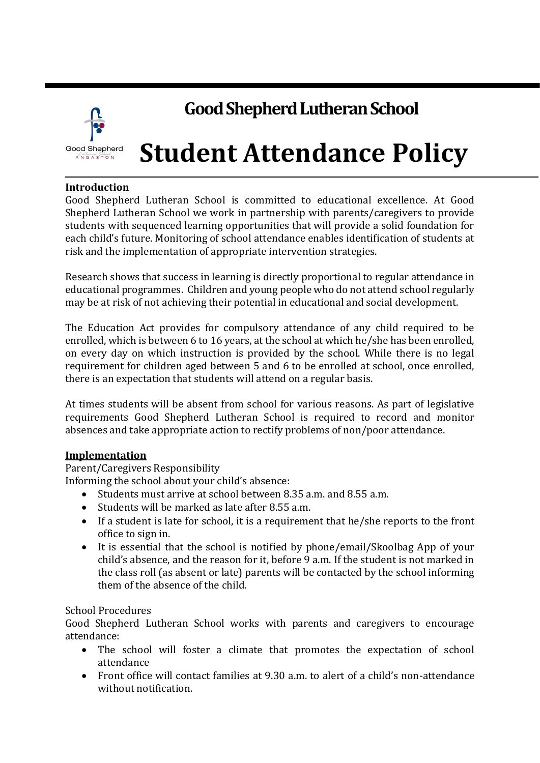# Good Shepherd Lutheran School

# Student Attendance Policy

## Introduction

Good Shepherd Lutheran School is committed to educational excellence. At Good Shepherd Lutheran School we work in partnership with parents/caregivers to provide students with sequenced learning opportunities that will provide a solid foundation for each child's future. Monitoring of school attendance enables identification of students at risk and the implementation of appropriate intervention strategies.

Research shows that success in learning is directly proportional to regular attendance in educational programmes. Children and young people who do not attend school regularly may be at risk of not achieving their potential in educational and social development.

The Education Act provides for compulsory attendance of any child required to be enrolled, which is between 6 to 16 years, at the school at which he/she has been enrolled, on every day on which instruction is provided by the school. While there is no legal requirement for children aged between 5 and 6 to be enrolled at school, once enrolled, there is an expectation that students will attend on a regular basis.

At times students will be absent from school for various reasons. As part of legislative requirements Good Shepherd Lutheran School is required to record and monitor absences and take appropriate action to rectify problems of non/poor attendance.

## Implementation

Parent/Caregivers Responsibility

Informing the school about your child's absence:

- Students must arrive at school between 8.35 a.m. and 8.55 a.m.
- Students will be marked as late after 8.55 a.m.
- If a student is late for school, it is a requirement that he/she reports to the front office to sign in.
- It is essential that the school is notified by phone/email/Skoolbag App of your child's absence, and the reason for it, before 9 a.m. If the student is not marked in the class roll (as absent or late) parents will be contacted by the school informing them of the absence of the child.

School Procedures

Good Shepherd Lutheran School works with parents and caregivers to encourage attendance:

- The school will foster a climate that promotes the expectation of school attendance
- Front office will contact families at 9.30 a.m. to alert of a child's non-attendance without notification.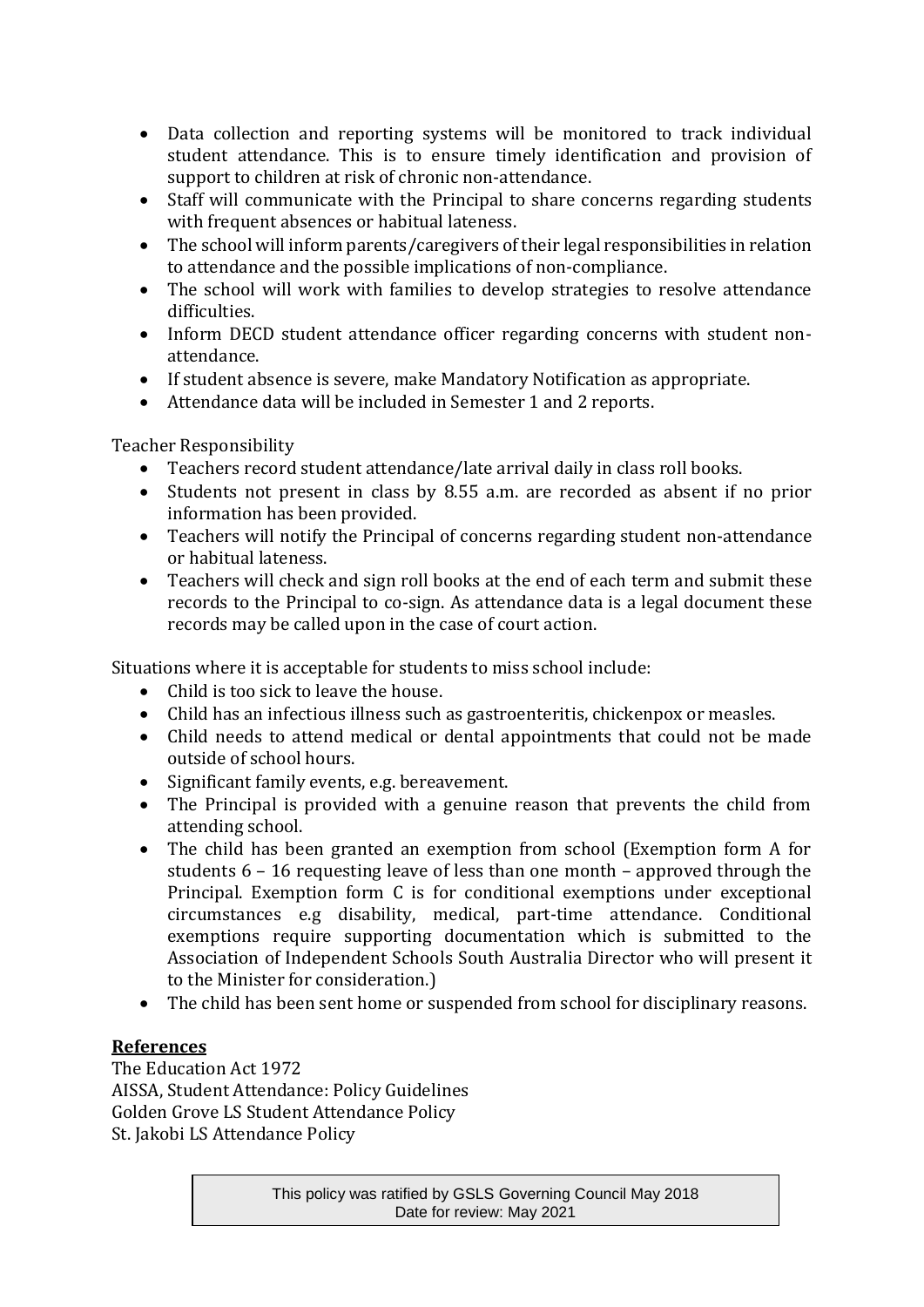- Data collection and reporting systems will be monitored to track individual student attendance. This is to ensure timely identification and provision of support to children at risk of chronic non-attendance.
- Staff will communicate with the Principal to share concerns regarding students with frequent absences or habitual lateness.
- The school will inform parents/caregivers of their legal responsibilities in relation to attendance and the possible implications of non-compliance.
- The school will work with families to develop strategies to resolve attendance difficulties.
- Inform DECD student attendance officer regarding concerns with student non-attendance.
- If student absence is severe, make Mandatory Notification as appropriate.
- Attendance data will be included in Semester 1 and 2 reports.

Teacher Responsibility

- Teachers record student attendance/late arrival daily in class roll books.
- Students not present in class by 8.55 a.m. are recorded as absent if no prior information has been provided.
- Teachers will notify the Principal of concerns regarding student non-attendance or habitual lateness.
- Teachers will check and sign roll books at the end of each term and submit these records to the Principal to co-sign. As attendance data is a legal document these records may be called upon in the case of court action.

Situations where it is acceptable for students to miss school include:

- Child is too sick to leave the house.
- Child has an infectious illness such as gastroenteritis, chickenpox or measles.
- Child needs to attend medical or dental appointments that could not be made outside of school hours.
- Significant family events, e.g. bereavement.
- The Principal is provided with a genuine reason that prevents the child from attending school.
- The child has been granted an exemption from school (Exemption form A for students 6 – 16 requesting leave of less than one month – approved through the Principal. Exemption form C is for conditional exemptions under exceptional circumstances e.g disability, medical, part-time attendance. Conditional exemptions require supporting documentation which is submitted to the Association of Independent Schools South Australia Director who will present it to the Minister for consideration.)
- The child has been sent home or suspended from school for disciplinary reasons.

**References**

The Education Act 1972
AISSA, Student Attendance: Policy Guidelines
Golden Grove LS Student Attendance Policy
St. Jakobi LS Attendance Policy

This policy was ratified by GSLS Governing Council May 2018
Date for review: May 2021